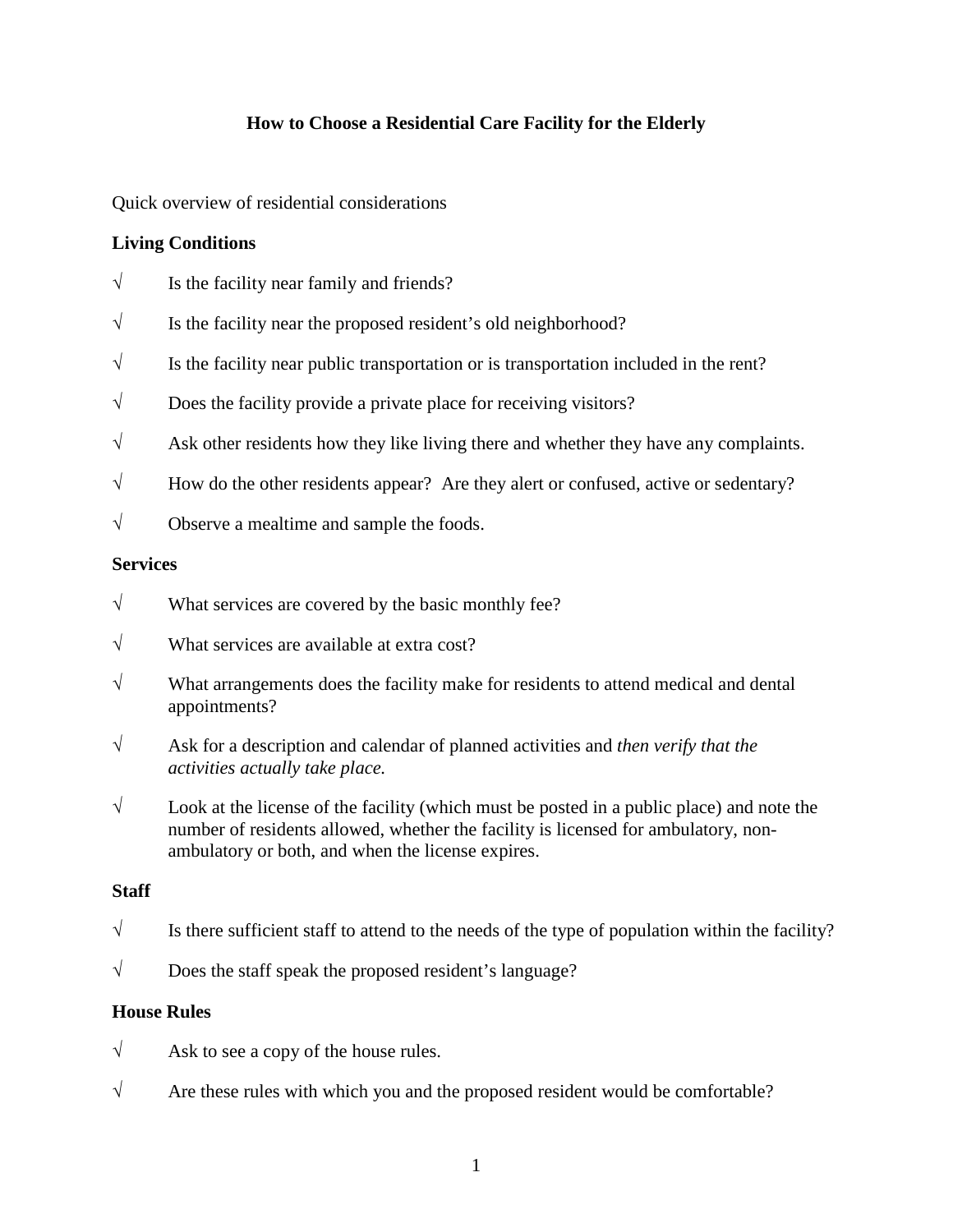# How to Choose a Residential Care Facility for the Elderly

Quick overview of residential considerations

**Living Conditions**

- √ Is the facility near family and friends?
- √ Is the facility near the proposed resident's old neighborhood?
- √ Is the facility near public transportation or is transportation included in the rent?
- √ Does the facility provide a private place for receiving visitors?
- √ Ask other residents how they like living there and whether they have any complaints.
- √ How do the other residents appear? Are they alert or confused, active or sedentary?
- √ Observe a mealtime and sample the foods.

**Services**

- √ What services are covered by the basic monthly fee?
- √ What services are available at extra cost?
- √ What arrangements does the facility make for residents to attend medical and dental appointments?
- √ Ask for a description and calendar of planned activities and *then verify that the activities actually take place.*
- √ Look at the license of the facility (which must be posted in a public place) and note the number of residents allowed, whether the facility is licensed for ambulatory, non-ambulatory or both, and when the license expires.

**Staff**

- √ Is there sufficient staff to attend to the needs of the type of population within the facility?
- √ Does the staff speak the proposed resident's language?

**House Rules**

- √ Ask to see a copy of the house rules.
- √ Are these rules with which you and the proposed resident would be comfortable?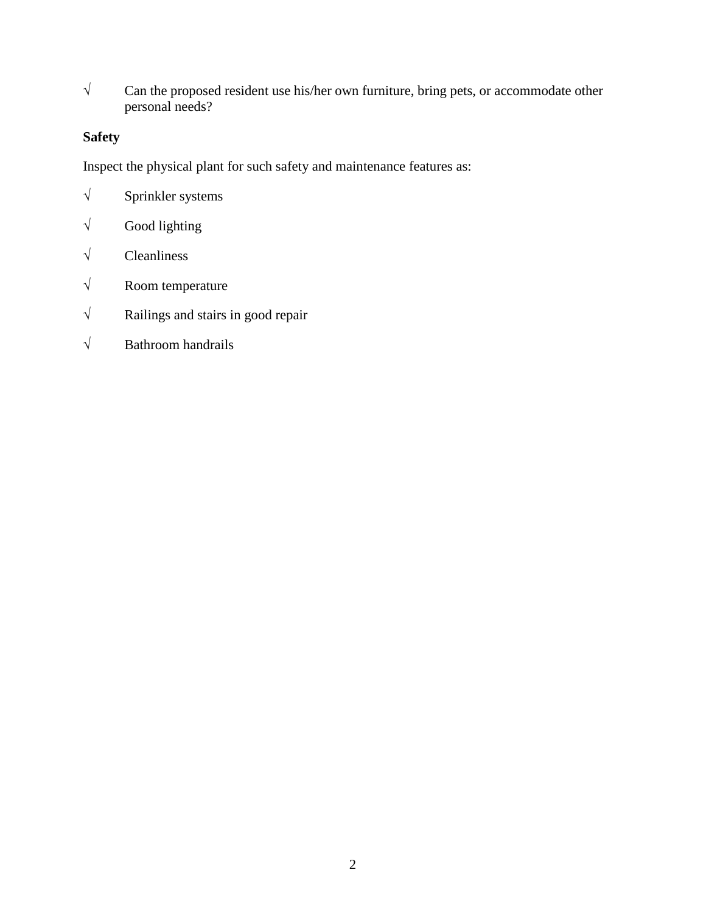√ Can the proposed resident use his/her own furniture, bring pets, or accommodate other personal needs?

**Safety**

Inspect the physical plant for such safety and maintenance features as:

√ Sprinkler systems

√ Good lighting

√ Cleanliness

√ Room temperature

√ Railings and stairs in good repair

√ Bathroom handrails